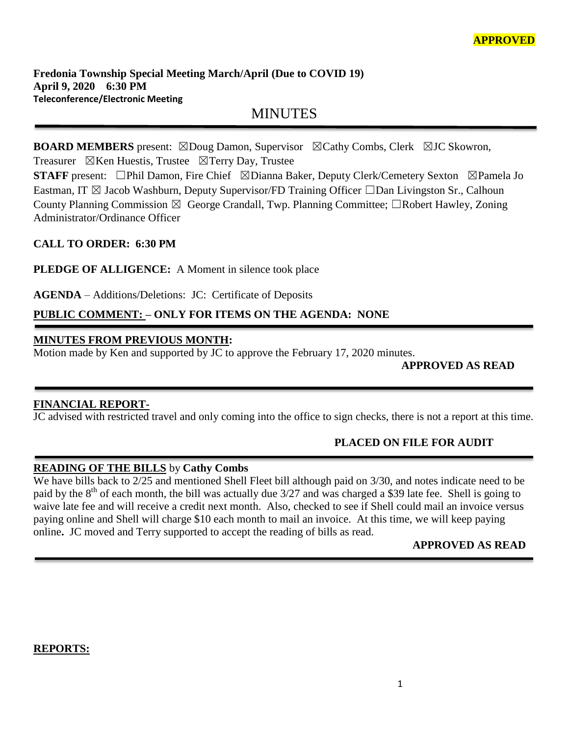**APPROVED**

**Fredonia Township Special Meeting March/April (Due to COVID 19)**
**April 9, 2020 6:30 PM**
**Teleconference/Electronic Meeting**

# MINUTES

**BOARD MEMBERS** present: ☒Doug Damon, Supervisor ☒Cathy Combs, Clerk ☒JC Skowron, Treasurer ☒Ken Huestis, Trustee ☒Terry Day, Trustee

**STAFF** present: ☐Phil Damon, Fire Chief ☒Dianna Baker, Deputy Clerk/Cemetery Sexton ☒Pamela Jo Eastman, IT ☒ Jacob Washburn, Deputy Supervisor/FD Training Officer ☐Dan Livingston Sr., Calhoun County Planning Commission ☒ George Crandall, Twp. Planning Committee; ☐Robert Hawley, Zoning Administrator/Ordinance Officer

**CALL TO ORDER: 6:30 PM**

**PLEDGE OF ALLIGENCE:** A Moment in silence took place

**AGENDA** – Additions/Deletions: JC: Certificate of Deposits

**PUBLIC COMMENT: – ONLY FOR ITEMS ON THE AGENDA: NONE**

**MINUTES FROM PREVIOUS MONTH:**
Motion made by Ken and supported by JC to approve the February 17, 2020 minutes.

**APPROVED AS READ**

**FINANCIAL REPORT-**
JC advised with restricted travel and only coming into the office to sign checks, there is not a report at this time.

**PLACED ON FILE FOR AUDIT**

**READING OF THE BILLS** by **Cathy Combs**
We have bills back to 2/25 and mentioned Shell Fleet bill although paid on 3/30, and notes indicate need to be paid by the 8th of each month, the bill was actually due 3/27 and was charged a $39 late fee. Shell is going to waive late fee and will receive a credit next month. Also, checked to see if Shell could mail an invoice versus paying online and Shell will charge $10 each month to mail an invoice. At this time, we will keep paying online**.** JC moved and Terry supported to accept the reading of bills as read.

**APPROVED AS READ**

**REPORTS:**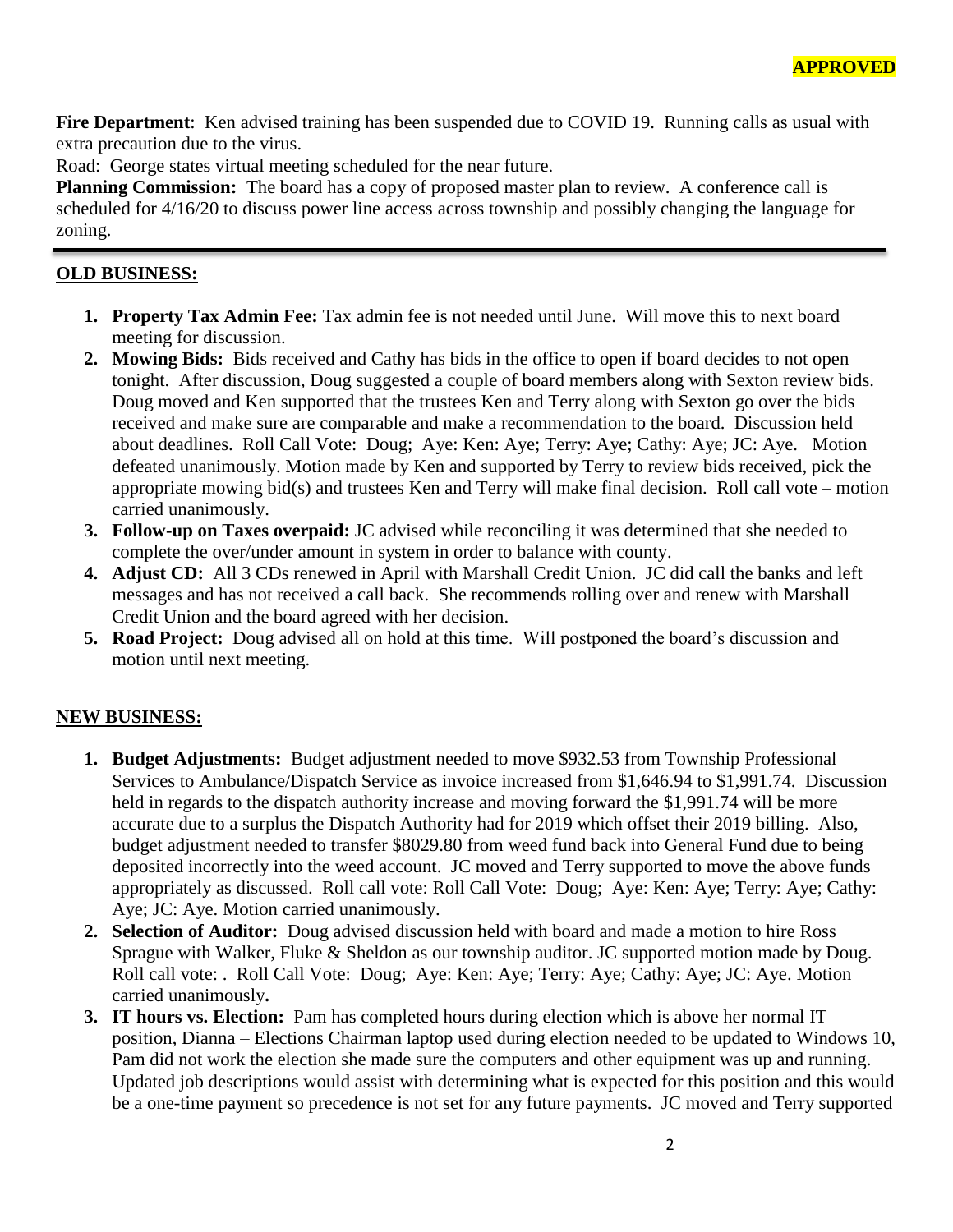**APPROVED**

**Fire Department**: Ken advised training has been suspended due to COVID 19. Running calls as usual with extra precaution due to the virus.

Road: George states virtual meeting scheduled for the near future.

**Planning Commission:** The board has a copy of proposed master plan to review. A conference call is scheduled for 4/16/20 to discuss power line access across township and possibly changing the language for zoning.

---

## OLD BUSINESS:

1. **Property Tax Admin Fee:** Tax admin fee is not needed until June. Will move this to next board meeting for discussion.
2. **Mowing Bids:** Bids received and Cathy has bids in the office to open if board decides to not open tonight. After discussion, Doug suggested a couple of board members along with Sexton review bids. Doug moved and Ken supported that the trustees Ken and Terry along with Sexton go over the bids received and make sure are comparable and make a recommendation to the board. Discussion held about deadlines. Roll Call Vote: Doug; Aye: Ken: Aye; Terry: Aye; Cathy: Aye; JC: Aye. Motion defeated unanimously. Motion made by Ken and supported by Terry to review bids received, pick the appropriate mowing bid(s) and trustees Ken and Terry will make final decision. Roll call vote – motion carried unanimously.
3. **Follow-up on Taxes overpaid:** JC advised while reconciling it was determined that she needed to complete the over/under amount in system in order to balance with county.
4. **Adjust CD:** All 3 CDs renewed in April with Marshall Credit Union. JC did call the banks and left messages and has not received a call back. She recommends rolling over and renew with Marshall Credit Union and the board agreed with her decision.
5. **Road Project:** Doug advised all on hold at this time. Will postponed the board's discussion and motion until next meeting.

## NEW BUSINESS:

1. **Budget Adjustments:** Budget adjustment needed to move $932.53 from Township Professional Services to Ambulance/Dispatch Service as invoice increased from $1,646.94 to $1,991.74. Discussion held in regards to the dispatch authority increase and moving forward the $1,991.74 will be more accurate due to a surplus the Dispatch Authority had for 2019 which offset their 2019 billing. Also, budget adjustment needed to transfer $8029.80 from weed fund back into General Fund due to being deposited incorrectly into the weed account. JC moved and Terry supported to move the above funds appropriately as discussed. Roll call vote: Roll Call Vote: Doug; Aye: Ken: Aye; Terry: Aye; Cathy: Aye; JC: Aye. Motion carried unanimously.
2. **Selection of Auditor:** Doug advised discussion held with board and made a motion to hire Ross Sprague with Walker, Fluke & Sheldon as our township auditor. JC supported motion made by Doug. Roll call vote: . Roll Call Vote: Doug; Aye: Ken: Aye; Terry: Aye; Cathy: Aye; JC: Aye. Motion carried unanimously**.**
3. **IT hours vs. Election:** Pam has completed hours during election which is above her normal IT position, Dianna – Elections Chairman laptop used during election needed to be updated to Windows 10, Pam did not work the election she made sure the computers and other equipment was up and running. Updated job descriptions would assist with determining what is expected for this position and this would be a one-time payment so precedence is not set for any future payments. JC moved and Terry supported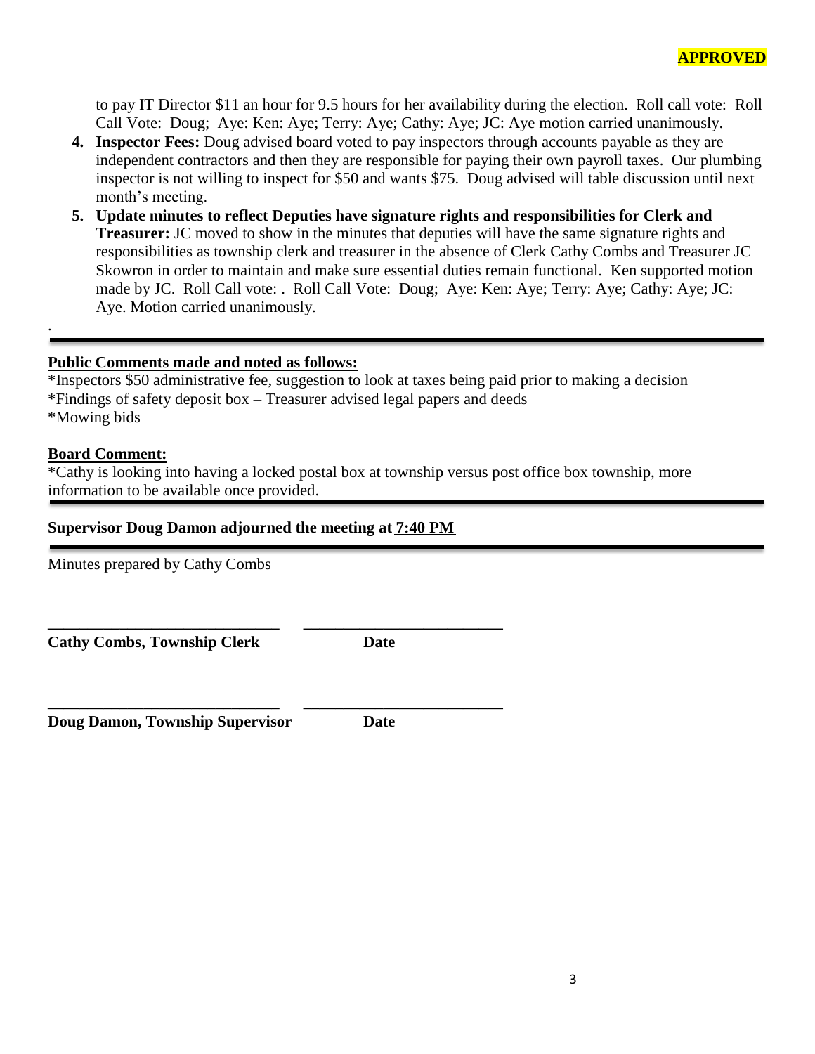**APPROVED**

to pay IT Director $11 an hour for 9.5 hours for her availability during the election. Roll call vote: Roll Call Vote: Doug; Aye: Ken: Aye; Terry: Aye; Cathy: Aye; JC: Aye motion carried unanimously.

4. **Inspector Fees:** Doug advised board voted to pay inspectors through accounts payable as they are independent contractors and then they are responsible for paying their own payroll taxes. Our plumbing inspector is not willing to inspect for $50 and wants $75. Doug advised will table discussion until next month's meeting.
5. **Update minutes to reflect Deputies have signature rights and responsibilities for Clerk and Treasurer:** JC moved to show in the minutes that deputies will have the same signature rights and responsibilities as township clerk and treasurer in the absence of Clerk Cathy Combs and Treasurer JC Skowron in order to maintain and make sure essential duties remain functional. Ken supported motion made by JC. Roll Call vote: . Roll Call Vote: Doug; Aye: Ken: Aye; Terry: Aye; Cathy: Aye; JC: Aye. Motion carried unanimously.

.

---

**Public Comments made and noted as follows:**

*Inspectors $50 administrative fee, suggestion to look at taxes being paid prior to making a decision
*Findings of safety deposit box – Treasurer advised legal papers and deeds
*Mowing bids

**Board Comment:**

*Cathy is looking into having a locked postal box at township versus post office box township, more information to be available once provided.

---

**Supervisor Doug Damon adjourned the meeting at 7:40 PM**

---

Minutes prepared by Cathy Combs

\_\_\_\_\_\_\_\_\_\_\_\_\_\_\_\_\_\_\_\_\_\_\_\_\_\_\_\_ \_\_\_\_\_\_\_\_\_\_\_\_\_\_\_\_\_\_\_\_\_\_\_\_

**Cathy Combs, Township Clerk** **Date**

\_\_\_\_\_\_\_\_\_\_\_\_\_\_\_\_\_\_\_\_\_\_\_\_\_\_\_\_ \_\_\_\_\_\_\_\_\_\_\_\_\_\_\_\_\_\_\_\_\_\_\_\_

**Doug Damon, Township Supervisor** **Date**